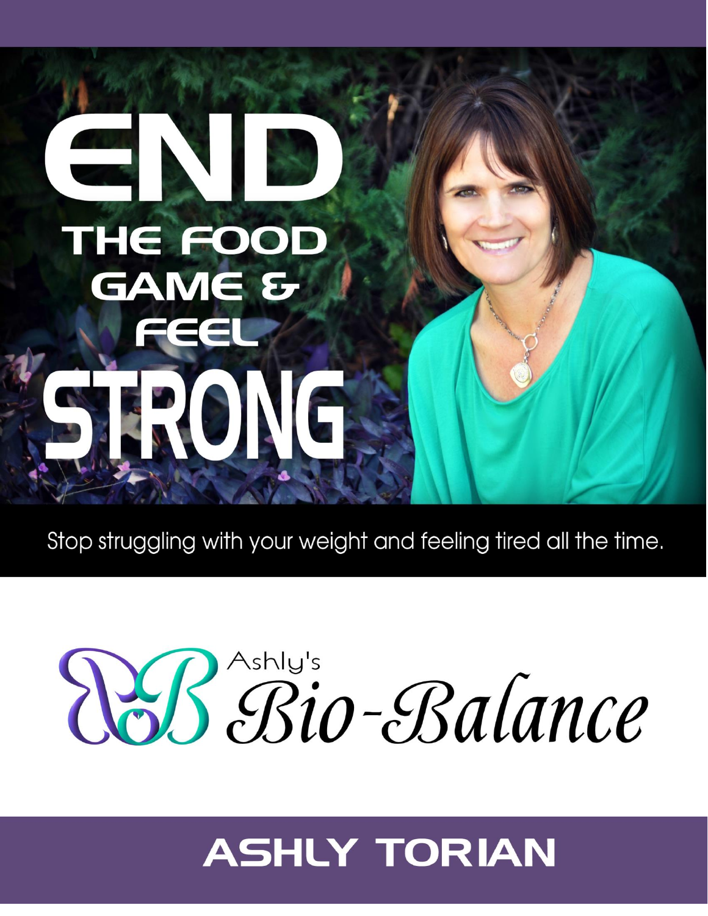# END THE FOOD GAME & FEEL STRONG

Stop struggling with your weight and feeling tired all the time.

Ashly's Bio-Balance

## ASHLY TORIAN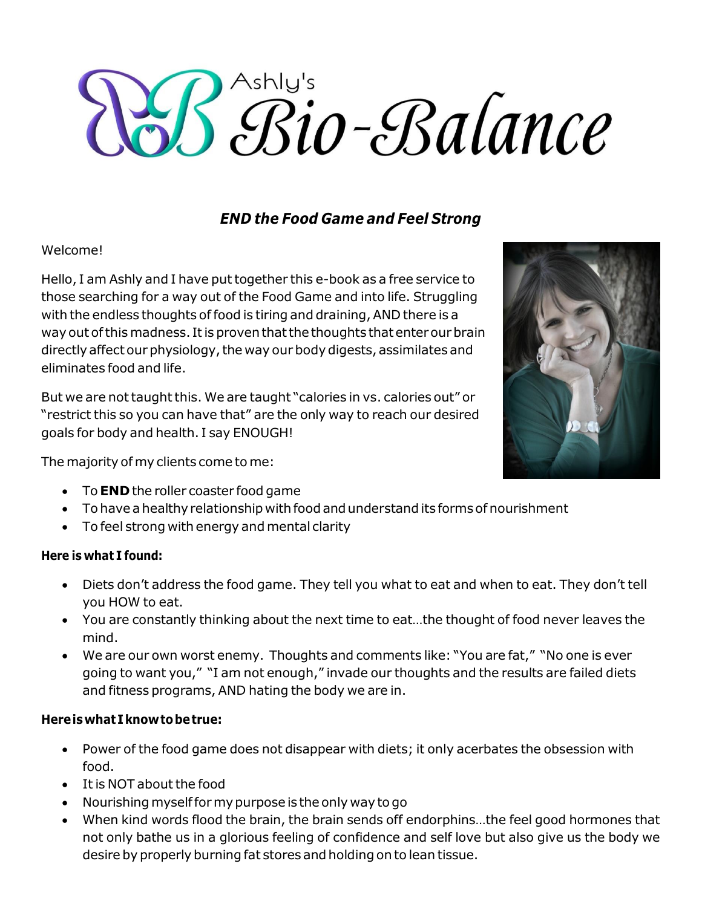# Ashly's Bio-Balance

### *END the Food Game and Feel Strong*

Welcome!

Hello, I am Ashly and I have put together this e-book as a free service to those searching for a way out of the Food Game and into life. Struggling with the endless thoughts of food is tiring and draining, AND there is a way out of this madness. It is proven that the thoughts that enter our brain directly affect our physiology, the way our body digests, assimilates and eliminates food and life.

But we are not taught this. We are taught "calories in vs. calories out" or "restrict this so you can have that" are the only way to reach our desired goals for body and health. I say ENOUGH!

The majority of my clients come to me:

- To **END** the roller coaster food game
- To have a healthy relationship with food and understand its forms of nourishment
- To feel strong with energy and mental clarity

**Here is what I found:**

- Diets don't address the food game. They tell you what to eat and when to eat. They don't tell you HOW to eat.
- You are constantly thinking about the next time to eat…the thought of food never leaves the mind.
- We are our own worst enemy. Thoughts and comments like: "You are fat," "No one is ever going to want you," "I am not enough," invade our thoughts and the results are failed diets and fitness programs, AND hating the body we are in.

**Here is what I know to be true:**

- Power of the food game does not disappear with diets; it only acerbates the obsession with food.
- It is NOT about the food
- Nourishing myself for my purpose is the only way to go
- When kind words flood the brain, the brain sends off endorphins…the feel good hormones that not only bathe us in a glorious feeling of confidence and self love but also give us the body we desire by properly burning fat stores and holding on to lean tissue.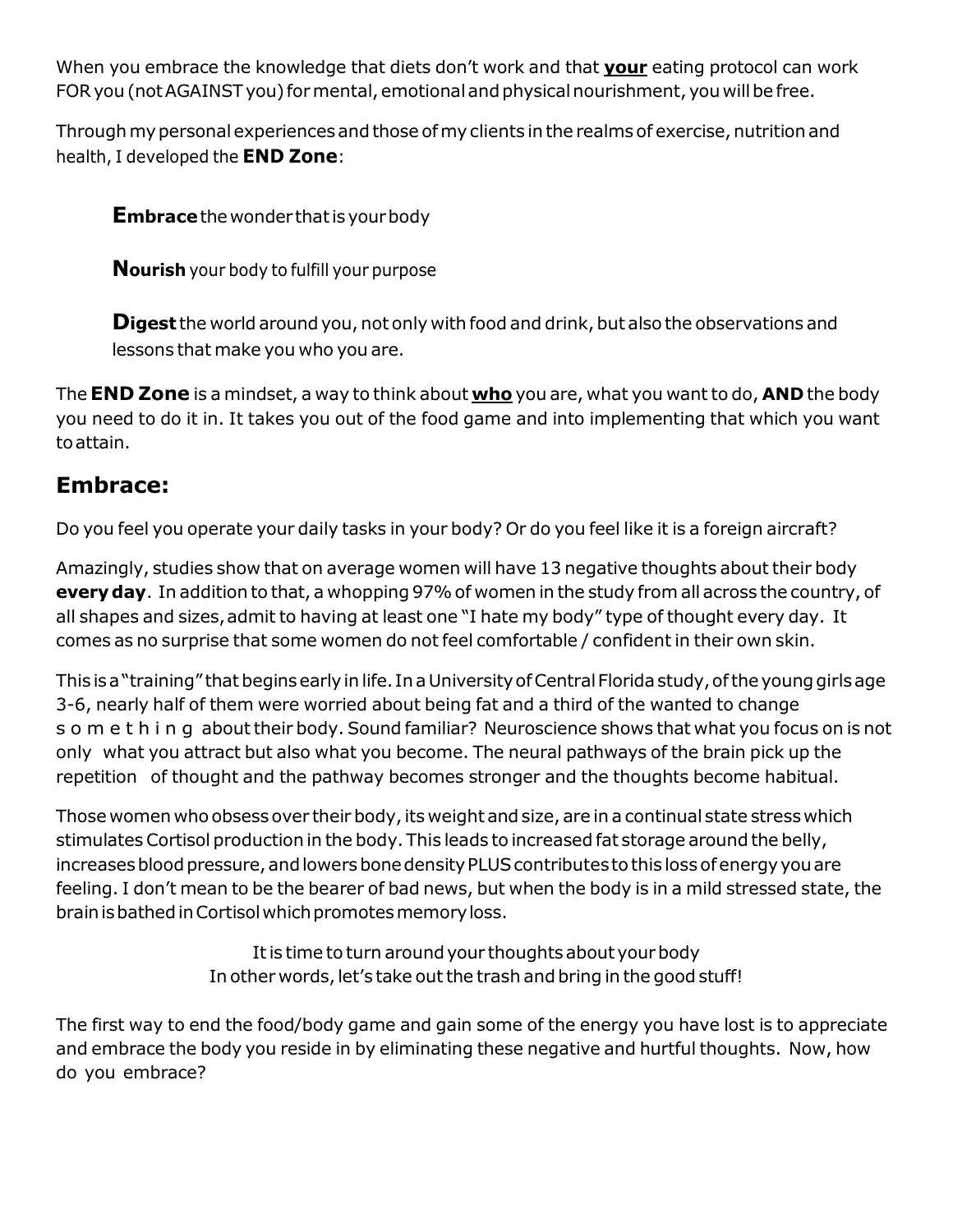When you embrace the knowledge that diets don't work and that **<u>your</u>** eating protocol can work FOR you (not AGAINST you) for mental, emotional and physical nourishment, you will be free.

Through my personal experiences and those of my clients in the realms of exercise, nutrition and health, I developed the **END Zone**:

> **Embrace** the wonder that is your body
>
> **Nourish** your body to fulfill your purpose
>
> **Digest** the world around you, not only with food and drink, but also the observations and lessons that make you who you are.

The **END Zone** is a mindset, a way to think about **<u>who</u>** you are, what you want to do, **AND** the body you need to do it in. It takes you out of the food game and into implementing that which you want to attain.

## Embrace:

Do you feel you operate your daily tasks in your body? Or do you feel like it is a foreign aircraft?

Amazingly, studies show that on average women will have 13 negative thoughts about their body **every day**. In addition to that, a whopping 97% of women in the study from all across the country, of all shapes and sizes, admit to having at least one "I hate my body" type of thought every day. It comes as no surprise that some women do not feel comfortable / confident in their own skin.

This is a "training" that begins early in life. In a University of Central Florida study, of the young girls age 3-6, nearly half of them were worried about being fat and a third of the wanted to change s o m e t h i n g about their body. Sound familiar? Neuroscience shows that what you focus on is not only what you attract but also what you become. The neural pathways of the brain pick up the repetition of thought and the pathway becomes stronger and the thoughts become habitual.

Those women who obsess over their body, its weight and size, are in a continual state stress which stimulates Cortisol production in the body. This leads to increased fat storage around the belly, increases blood pressure, and lowers bone density PLUS contributes to this loss of energy you are feeling. I don't mean to be the bearer of bad news, but when the body is in a mild stressed state, the brain is bathed in Cortisol which promotes memory loss.

It is time to turn around your thoughts about your body
In other words, let's take out the trash and bring in the good stuff!

The first way to end the food/body game and gain some of the energy you have lost is to appreciate and embrace the body you reside in by eliminating these negative and hurtful thoughts. Now, how do you embrace?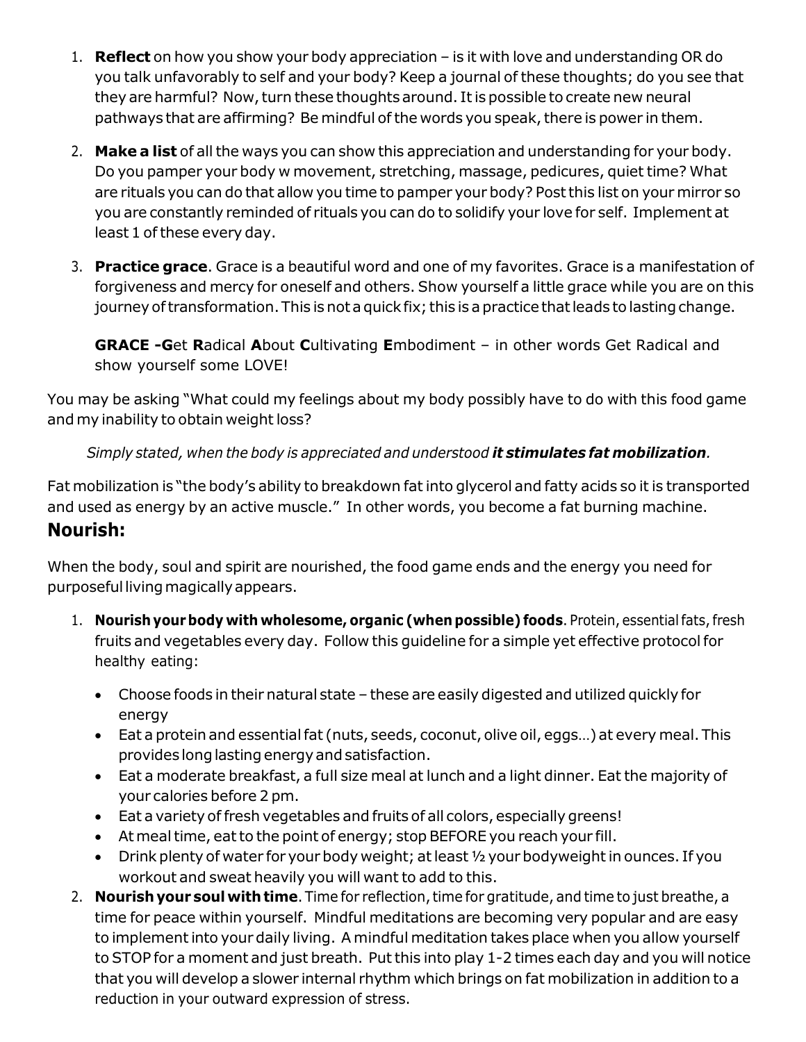1. **Reflect** on how you show your body appreciation – is it with love and understanding OR do you talk unfavorably to self and your body? Keep a journal of these thoughts; do you see that they are harmful? Now, turn these thoughts around. It is possible to create new neural pathways that are affirming? Be mindful of the words you speak, there is power in them.

2. **Make a list** of all the ways you can show this appreciation and understanding for your body. Do you pamper your body w movement, stretching, massage, pedicures, quiet time? What are rituals you can do that allow you time to pamper your body? Post this list on your mirror so you are constantly reminded of rituals you can do to solidify your love for self. Implement at least 1 of these every day.

3. **Practice grace**. Grace is a beautiful word and one of my favorites. Grace is a manifestation of forgiveness and mercy for oneself and others. Show yourself a little grace while you are on this journey of transformation. This is not a quick fix; this is a practice that leads to lasting change.

   **GRACE -G**et **R**adical **A**bout **C**ultivating **E**mbodiment – in other words Get Radical and show yourself some LOVE!

You may be asking "What could my feelings about my body possibly have to do with this food game and my inability to obtain weight loss?

*Simply stated, when the body is appreciated and understood **it stimulates fat mobilization**.*

Fat mobilization is "the body's ability to breakdown fat into glycerol and fatty acids so it is transported and used as energy by an active muscle." In other words, you become a fat burning machine.

## Nourish:

When the body, soul and spirit are nourished, the food game ends and the energy you need for purposeful living magically appears.

1. **Nourish your body with wholesome, organic (when possible) foods**. Protein, essential fats, fresh fruits and vegetables every day. Follow this guideline for a simple yet effective protocol for healthy eating:
   - Choose foods in their natural state – these are easily digested and utilized quickly for energy
   - Eat a protein and essential fat (nuts, seeds, coconut, olive oil, eggs…) at every meal. This provides long lasting energy and satisfaction.
   - Eat a moderate breakfast, a full size meal at lunch and a light dinner. Eat the majority of your calories before 2 pm.
   - Eat a variety of fresh vegetables and fruits of all colors, especially greens!
   - At meal time, eat to the point of energy; stop BEFORE you reach your fill.
   - Drink plenty of water for your body weight; at least ½ your bodyweight in ounces. If you workout and sweat heavily you will want to add to this.
2. **Nourish your soul with time**. Time for reflection, time for gratitude, and time to just breathe, a time for peace within yourself. Mindful meditations are becoming very popular and are easy to implement into your daily living. A mindful meditation takes place when you allow yourself to STOP for a moment and just breath. Put this into play 1-2 times each day and you will notice that you will develop a slower internal rhythm which brings on fat mobilization in addition to a reduction in your outward expression of stress.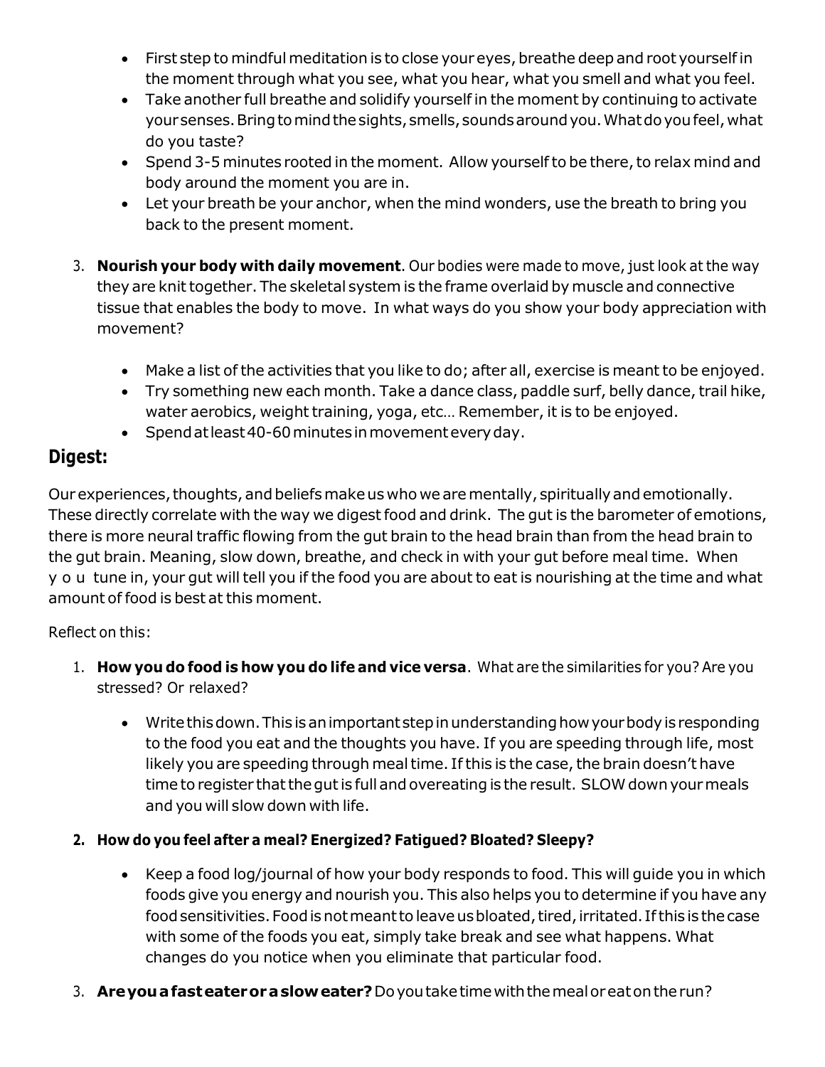- First step to mindful meditation is to close your eyes, breathe deep and root yourself in the moment through what you see, what you hear, what you smell and what you feel.
- Take another full breathe and solidify yourself in the moment by continuing to activate your senses. Bring to mind the sights, smells, sounds around you. What do you feel, what do you taste?
- Spend 3-5 minutes rooted in the moment. Allow yourself to be there, to relax mind and body around the moment you are in.
- Let your breath be your anchor, when the mind wonders, use the breath to bring you back to the present moment.

3. **Nourish your body with daily movement**. Our bodies were made to move, just look at the way they are knit together. The skeletal system is the frame overlaid by muscle and connective tissue that enables the body to move. In what ways do you show your body appreciation with movement?

    - Make a list of the activities that you like to do; after all, exercise is meant to be enjoyed.
    - Try something new each month. Take a dance class, paddle surf, belly dance, trail hike, water aerobics, weight training, yoga, etc… Remember, it is to be enjoyed.
    - Spend at least 40-60 minutes in movement every day.

## Digest:

Our experiences, thoughts, and beliefs make us who we are mentally, spiritually and emotionally. These directly correlate with the way we digest food and drink. The gut is the barometer of emotions, there is more neural traffic flowing from the gut brain to the head brain than from the head brain to the gut brain. Meaning, slow down, breathe, and check in with your gut before meal time. When you tune in, your gut will tell you if the food you are about to eat is nourishing at the time and what amount of food is best at this moment.

Reflect on this:

1. **How you do food is how you do life and vice versa**. What are the similarities for you? Are you stressed? Or relaxed?

    - Write this down. This is an important step in understanding how your body is responding to the food you eat and the thoughts you have. If you are speeding through life, most likely you are speeding through meal time. If this is the case, the brain doesn't have time to register that the gut is full and overeating is the result. SLOW down your meals and you will slow down with life.

2. **How do you feel after a meal? Energized? Fatigued? Bloated? Sleepy?**

    - Keep a food log/journal of how your body responds to food. This will guide you in which foods give you energy and nourish you. This also helps you to determine if you have any food sensitivities. Food is not meant to leave us bloated, tired, irritated. If this is the case with some of the foods you eat, simply take break and see what happens. What changes do you notice when you eliminate that particular food.

3. **Are you a fast eater or a slow eater?** Do you take time with the meal or eat on the run?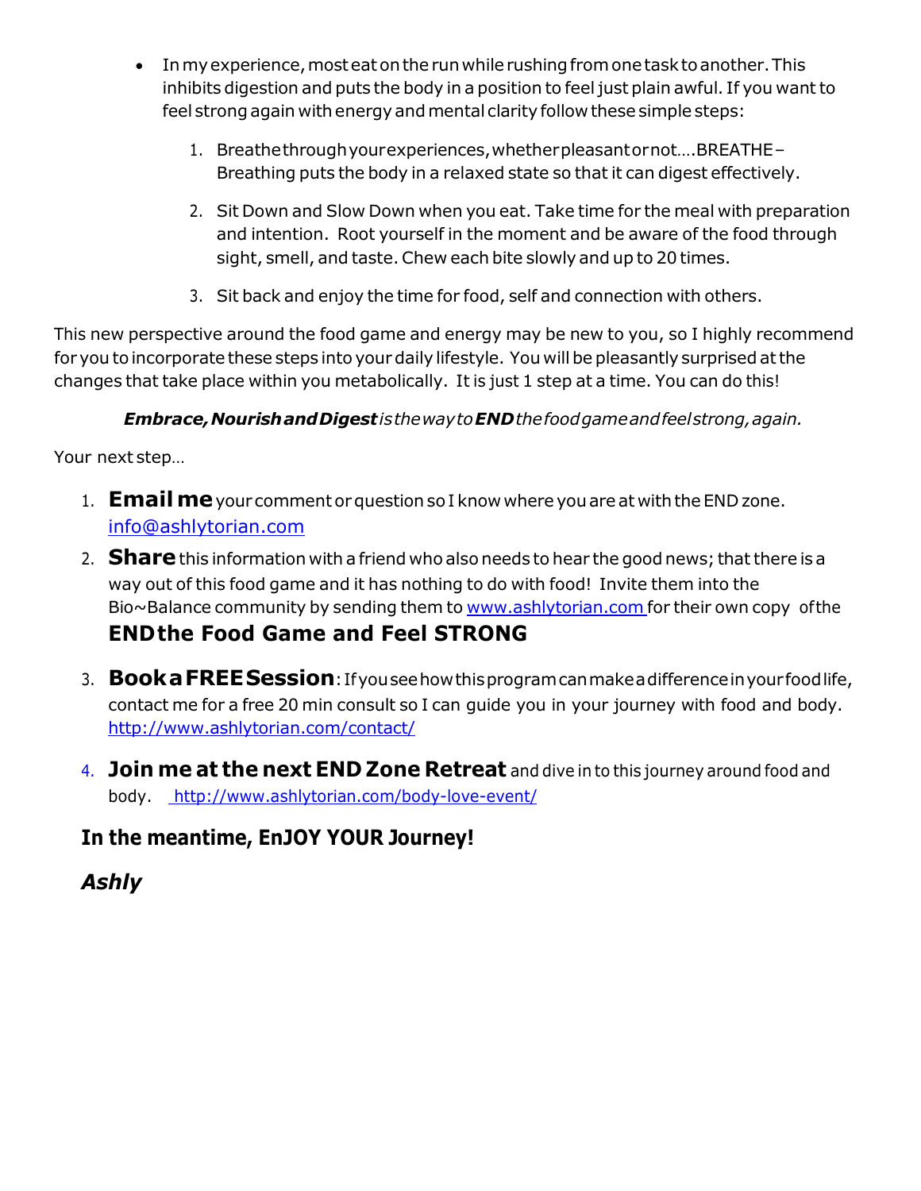- In my experience, most eat on the run while rushing from one task to another. This inhibits digestion and puts the body in a position to feel just plain awful. If you want to feel strong again with energy and mental clarity follow these simple steps:

    1. Breathe through your experiences, whether pleasant or not….BREATHE – Breathing puts the body in a relaxed state so that it can digest effectively.
    2. Sit Down and Slow Down when you eat. Take time for the meal with preparation and intention. Root yourself in the moment and be aware of the food through sight, smell, and taste. Chew each bite slowly and up to 20 times.
    3. Sit back and enjoy the time for food, self and connection with others.

This new perspective around the food game and energy may be new to you, so I highly recommend for you to incorporate these steps into your daily lifestyle. You will be pleasantly surprised at the changes that take place within you metabolically. It is just 1 step at a time. You can do this!

***Embrace, Nourish and Digest** is the way to **END** the food game and feel strong, again.*

Your next step…

1. **Email me** your comment or question so I know where you are at with the END zone. info@ashlytorian.com
2. **Share** this information with a friend who also needs to hear the good news; that there is a way out of this food game and it has nothing to do with food! Invite them into the Bio~Balance community by sending them to www.ashlytorian.com for their own copy of the **END the Food Game and Feel STRONG**
3. **Book a FREE Session**: If you see how this program can make a difference in your food life, contact me for a free 20 min consult so I can guide you in your journey with food and body. http://www.ashlytorian.com/contact/
4. **Join me at the next END Zone Retreat** and dive in to this journey around food and body. http://www.ashlytorian.com/body-love-event/

**In the meantime, EnJOY YOUR Journey!**

***Ashly***